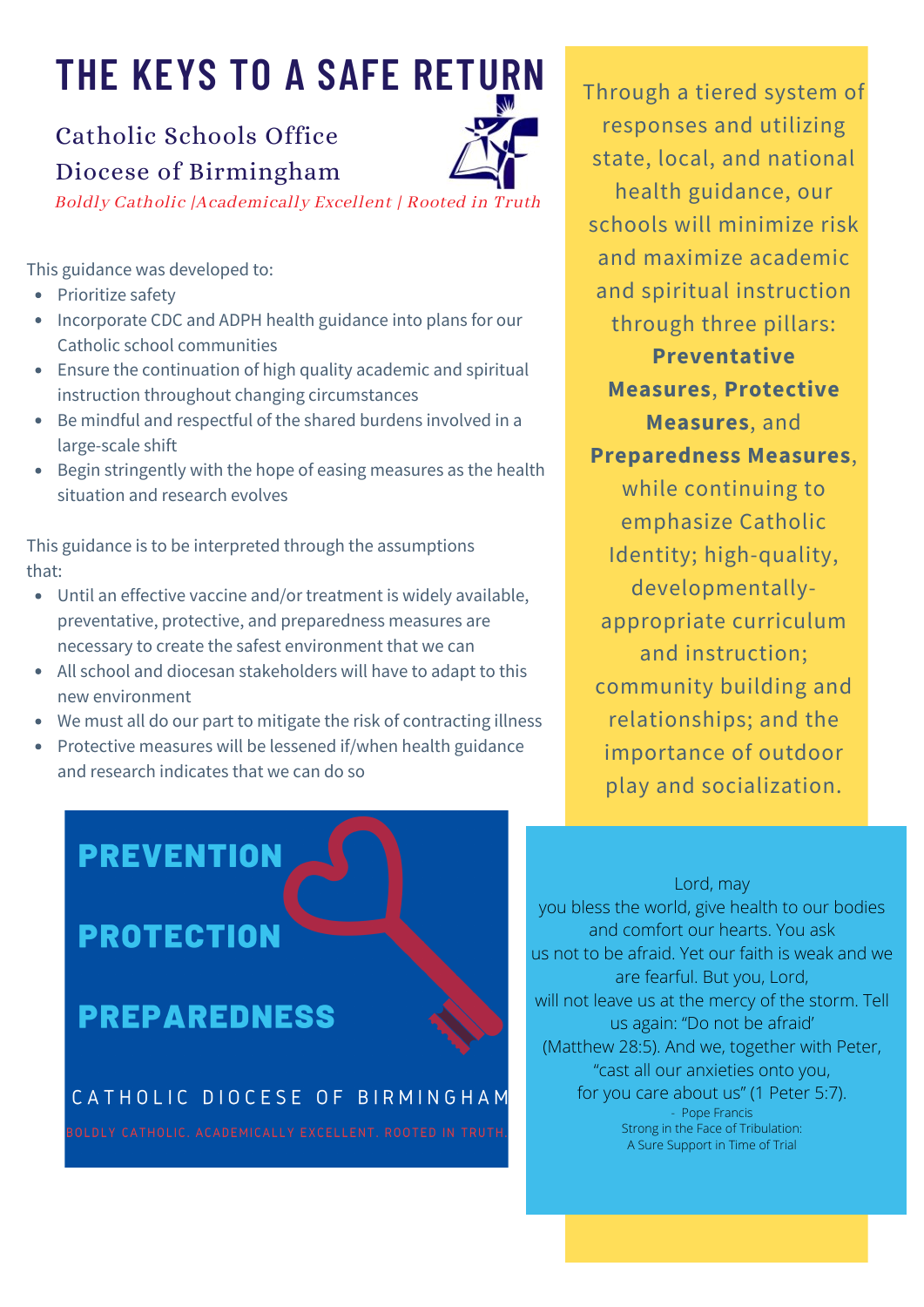# THE KEYS TO A SAFE RETURN

## Catholic Schools Office
## Diocese of Birmingham

*Boldly Catholic |Academically Excellent | Rooted in Truth*

This guidance was developed to:

- Prioritize safety
- Incorporate CDC and ADPH health guidance into plans for our Catholic school communities
- Ensure the continuation of high quality academic and spiritual instruction throughout changing circumstances
- Be mindful and respectful of the shared burdens involved in a large-scale shift
- Begin stringently with the hope of easing measures as the health situation and research evolves

This guidance is to be interpreted through the assumptions that:

- Until an effective vaccine and/or treatment is widely available, preventative, protective, and preparedness measures are necessary to create the safest environment that we can
- All school and diocesan stakeholders will have to adapt to this new environment
- We must all do our part to mitigate the risk of contracting illness
- Protective measures will be lessened if/when health guidance and research indicates that we can do so

Through a tiered system of responses and utilizing state, local, and national health guidance, our schools will minimize risk and maximize academic and spiritual instruction through three pillars: **Preventative Measures**, **Protective Measures**, and **Preparedness Measures**, while continuing to emphasize Catholic Identity; high-quality, developmentally-appropriate curriculum and instruction; community building and relationships; and the importance of outdoor play and socialization.

**PREVENTION**

**PROTECTION**

**PREPAREDNESS**

CATHOLIC DIOCESE OF BIRMINGHAM

BOLDLY CATHOLIC. ACADEMICALLY EXCELLENT. ROOTED IN TRUTH.

Lord, may you bless the world, give health to our bodies and comfort our hearts. You ask us not to be afraid. Yet our faith is weak and we are fearful. But you, Lord, will not leave us at the mercy of the storm. Tell us again: "Do not be afraid' (Matthew 28:5). And we, together with Peter, "cast all our anxieties onto you, for you care about us" (1 Peter 5:7).

- Pope Francis

Strong in the Face of Tribulation: A Sure Support in Time of Trial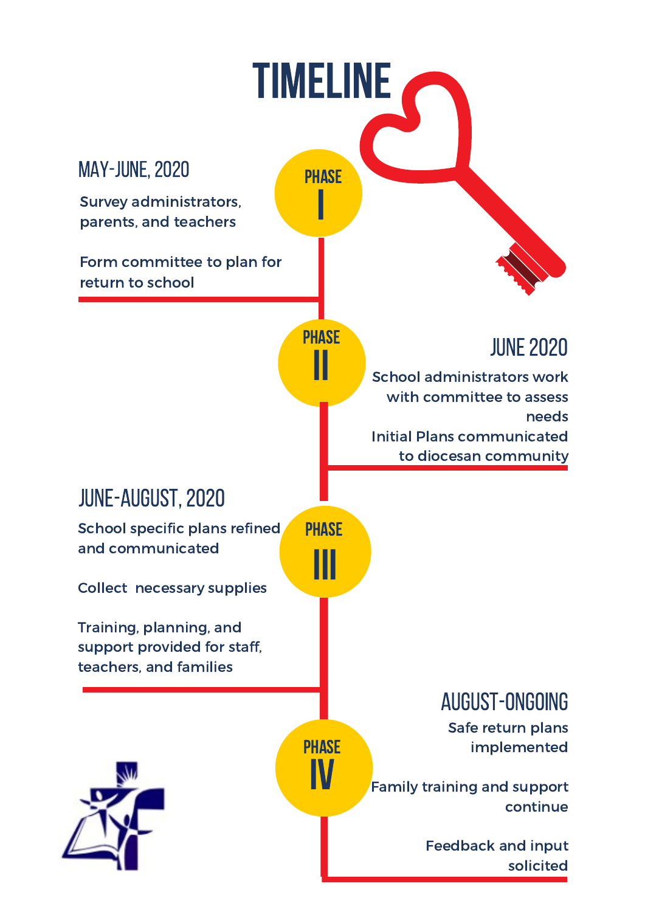# TIMELINE

## Phase I

### MAY-JUNE, 2020

Survey administrators, parents, and teachers

Form committee to plan for return to school

## Phase II

### JUNE 2020

School administrators work with committee to assess needs

Initial Plans communicated to diocesan community

## Phase III

### JUNE-AUGUST, 2020

School specific plans refined and communicated

Collect necessary supplies

Training, planning, and support provided for staff, teachers, and families

## Phase IV

### AUGUST-ONGOING

Safe return plans implemented

Family training and support continue

Feedback and input solicited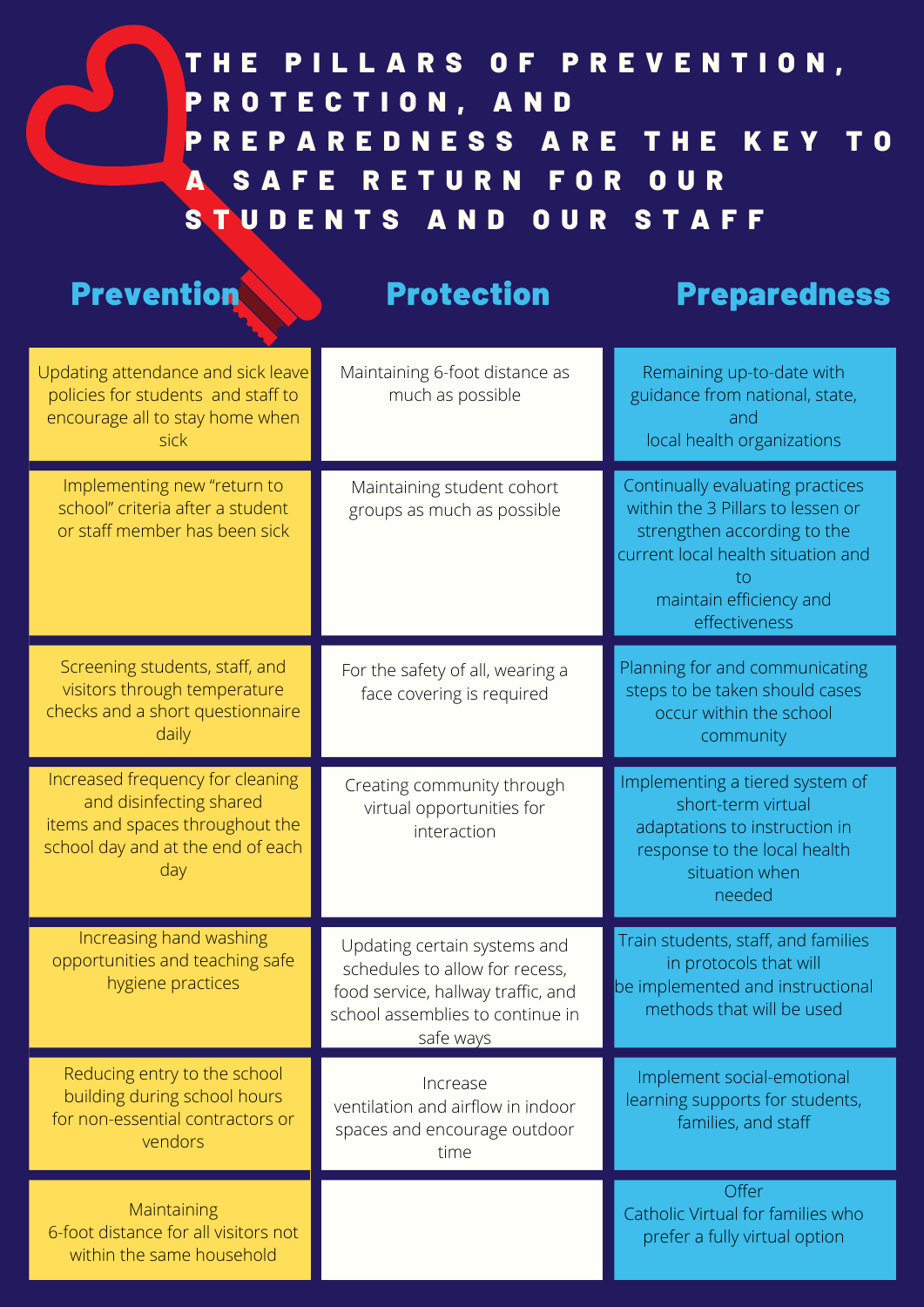# THE PILLARS OF PREVENTION, PROTECTION, AND PREPAREDNESS ARE THE KEY TO A SAFE RETURN FOR OUR STUDENTS AND OUR STAFF

| Prevention | Protection | Preparedness |
| --- | --- | --- |
| Updating attendance and sick leave policies for students and staff to encourage all to stay home when sick | Maintaining 6-foot distance as much as possible | Remaining up-to-date with guidance from national, state, and local health organizations |
| Implementing new "return to school" criteria after a student or staff member has been sick | Maintaining student cohort groups as much as possible | Continually evaluating practices within the 3 Pillars to lessen or strengthen according to the current local health situation and to maintain efficiency and effectiveness |
| Screening students, staff, and visitors through temperature checks and a short questionnaire daily | For the safety of all, wearing a face covering is required | Planning for and communicating steps to be taken should cases occur within the school community |
| Increased frequency for cleaning and disinfecting shared items and spaces throughout the school day and at the end of each day | Creating community through virtual opportunities for interaction | Implementing a tiered system of short-term virtual adaptations to instruction in response to the local health situation when needed |
| Increasing hand washing opportunities and teaching safe hygiene practices | Updating certain systems and schedules to allow for recess, food service, hallway traffic, and school assemblies to continue in safe ways | Train students, staff, and families in protocols that will be implemented and instructional methods that will be used |
| Reducing entry to the school building during school hours for non-essential contractors or vendors | Increase ventilation and airflow in indoor spaces and encourage outdoor time | Implement social-emotional learning supports for students, families, and staff |
| Maintaining 6-foot distance for all visitors not within the same household | | Offer Catholic Virtual for families who prefer a fully virtual option |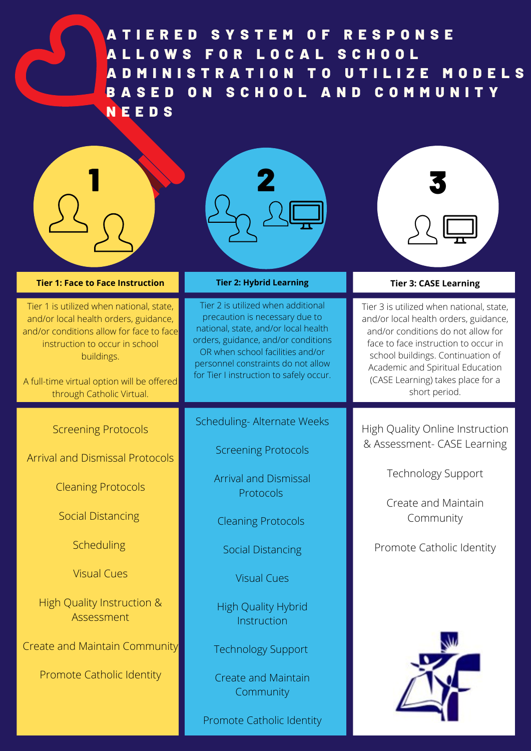# A TIERED SYSTEM OF RESPONSE ALLOWS FOR LOCAL SCHOOL ADMINISTRATION TO UTILIZE MODELS BASED ON SCHOOL AND COMMUNITY NEEDS

| Tier 1: Face to Face Instruction | Tier 2: Hybrid Learning | Tier 3: CASE Learning |
|---|---|---|
| Tier 1 is utilized when national, state, and/or local health orders, guidance, and/or conditions allow for face to face instruction to occur in school buildings.<br><br>A full-time virtual option will be offered through Catholic Virtual. | Tier 2 is utilized when additional precaution is necessary due to national, state, and/or local health orders, guidance, and/or conditions OR when school facilities and/or personnel constraints do not allow for Tier I instruction to safely occur. | Tier 3 is utilized when national, state, and/or local health orders, guidance, and/or conditions do not allow for face to face instruction to occur in school buildings. Continuation of Academic and Spiritual Education (CASE Learning) takes place for a short period. |
| Screening Protocols<br><br>Arrival and Dismissal Protocols<br><br>Cleaning Protocols<br><br>Social Distancing<br><br>Scheduling<br><br>Visual Cues<br><br>High Quality Instruction & Assessment<br><br>Create and Maintain Community<br><br>Promote Catholic Identity | Scheduling- Alternate Weeks<br><br>Screening Protocols<br><br>Arrival and Dismissal Protocols<br><br>Cleaning Protocols<br><br>Social Distancing<br><br>Visual Cues<br><br>High Quality Hybrid Instruction<br><br>Technology Support<br><br>Create and Maintain Community<br><br>Promote Catholic Identity | High Quality Online Instruction & Assessment- CASE Learning<br><br>Technology Support<br><br>Create and Maintain Community<br><br>Promote Catholic Identity |